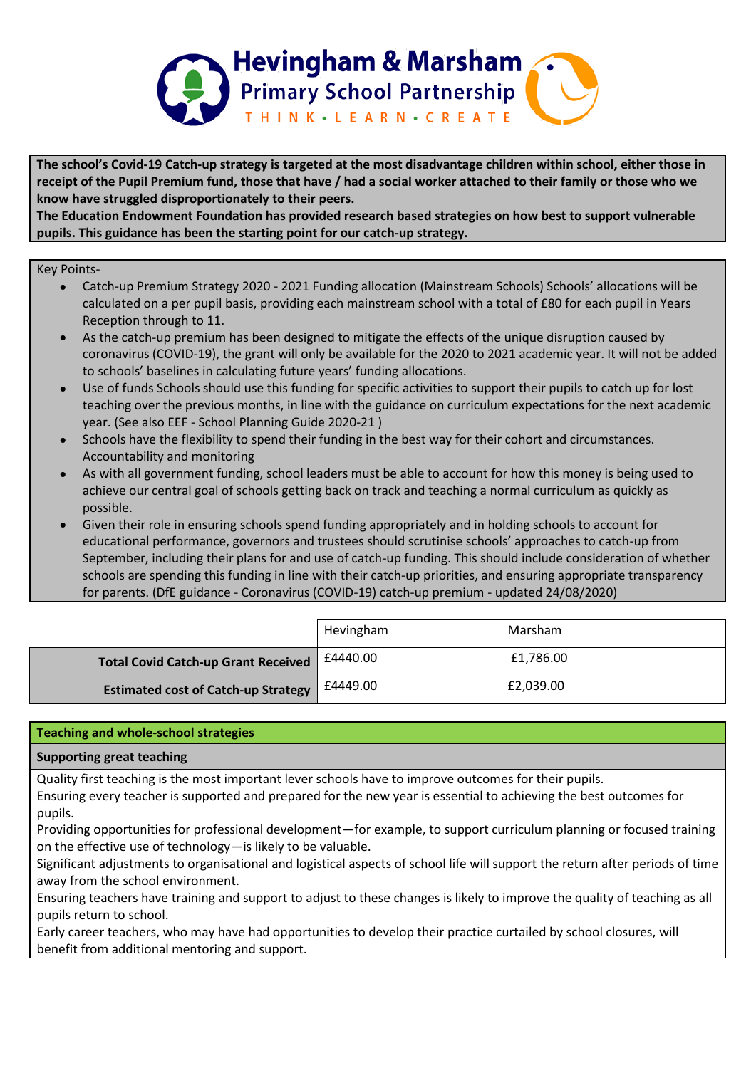# Hevingham & Marsham Primary School Partnership

THINK • LEARN • CREATE

**The school's Covid-19 Catch-up strategy is targeted at the most disadvantage children within school, either those in receipt of the Pupil Premium fund, those that have / had a social worker attached to their family or those who we know have struggled disproportionately to their peers.**
**The Education Endowment Foundation has provided research based strategies on how best to support vulnerable pupils. This guidance has been the starting point for our catch-up strategy.**

Key Points-

- Catch-up Premium Strategy 2020 - 2021 Funding allocation (Mainstream Schools) Schools' allocations will be calculated on a per pupil basis, providing each mainstream school with a total of £80 for each pupil in Years Reception through to 11.
- As the catch-up premium has been designed to mitigate the effects of the unique disruption caused by coronavirus (COVID-19), the grant will only be available for the 2020 to 2021 academic year. It will not be added to schools' baselines in calculating future years' funding allocations.
- Use of funds Schools should use this funding for specific activities to support their pupils to catch up for lost teaching over the previous months, in line with the guidance on curriculum expectations for the next academic year. (See also EEF - School Planning Guide 2020-21 )
- Schools have the flexibility to spend their funding in the best way for their cohort and circumstances. Accountability and monitoring
- As with all government funding, school leaders must be able to account for how this money is being used to achieve our central goal of schools getting back on track and teaching a normal curriculum as quickly as possible.
- Given their role in ensuring schools spend funding appropriately and in holding schools to account for educational performance, governors and trustees should scrutinise schools' approaches to catch-up from September, including their plans for and use of catch-up funding. This should include consideration of whether schools are spending this funding in line with their catch-up priorities, and ensuring appropriate transparency for parents. (DfE guidance - Coronavirus (COVID-19) catch-up premium - updated 24/08/2020)

| | Hevingham | Marsham |
|---|---|---|
| **Total Covid Catch-up Grant Received** | £4440.00 | £1,786.00 |
| **Estimated cost of Catch-up Strategy** | £4449.00 | £2,039.00 |

## Teaching and whole-school strategies

### Supporting great teaching

Quality first teaching is the most important lever schools have to improve outcomes for their pupils.
Ensuring every teacher is supported and prepared for the new year is essential to achieving the best outcomes for pupils.
Providing opportunities for professional development—for example, to support curriculum planning or focused training on the effective use of technology—is likely to be valuable.
Significant adjustments to organisational and logistical aspects of school life will support the return after periods of time away from the school environment.
Ensuring teachers have training and support to adjust to these changes is likely to improve the quality of teaching as all pupils return to school.
Early career teachers, who may have had opportunities to develop their practice curtailed by school closures, will benefit from additional mentoring and support.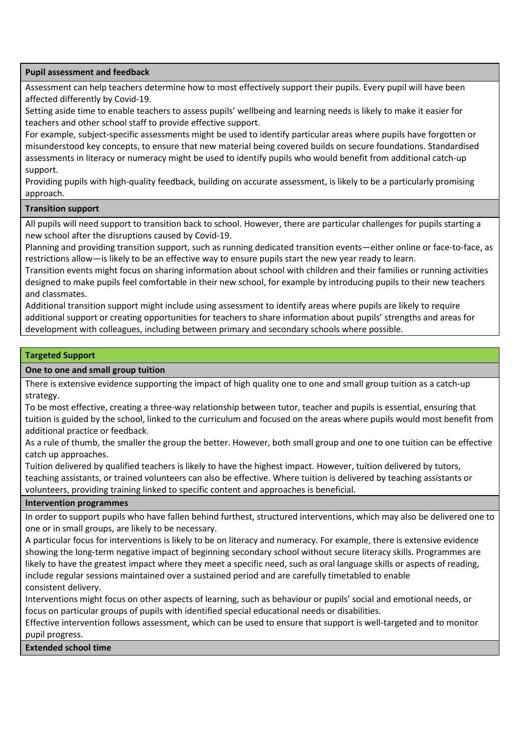**Pupil assessment and feedback**

Assessment can help teachers determine how to most effectively support their pupils. Every pupil will have been affected differently by Covid-19.

Setting aside time to enable teachers to assess pupils' wellbeing and learning needs is likely to make it easier for teachers and other school staff to provide effective support.

For example, subject-specific assessments might be used to identify particular areas where pupils have forgotten or misunderstood key concepts, to ensure that new material being covered builds on secure foundations. Standardised assessments in literacy or numeracy might be used to identify pupils who would benefit from additional catch-up support.

Providing pupils with high-quality feedback, building on accurate assessment, is likely to be a particularly promising approach.

**Transition support**

All pupils will need support to transition back to school. However, there are particular challenges for pupils starting a new school after the disruptions caused by Covid-19.

Planning and providing transition support, such as running dedicated transition events—either online or face-to-face, as restrictions allow—is likely to be an effective way to ensure pupils start the new year ready to learn.

Transition events might focus on sharing information about school with children and their families or running activities designed to make pupils feel comfortable in their new school, for example by introducing pupils to their new teachers and classmates.

Additional transition support might include using assessment to identify areas where pupils are likely to require additional support or creating opportunities for teachers to share information about pupils' strengths and areas for development with colleagues, including between primary and secondary schools where possible.

## Targeted Support

**One to one and small group tuition**

There is extensive evidence supporting the impact of high quality one to one and small group tuition as a catch-up strategy.

To be most effective, creating a three-way relationship between tutor, teacher and pupils is essential, ensuring that tuition is guided by the school, linked to the curriculum and focused on the areas where pupils would most benefit from additional practice or feedback.

As a rule of thumb, the smaller the group the better. However, both small group and one to one tuition can be effective catch up approaches.

Tuition delivered by qualified teachers is likely to have the highest impact. However, tuition delivered by tutors, teaching assistants, or trained volunteers can also be effective. Where tuition is delivered by teaching assistants or volunteers, providing training linked to specific content and approaches is beneficial.

**Intervention programmes**

In order to support pupils who have fallen behind furthest, structured interventions, which may also be delivered one to one or in small groups, are likely to be necessary.

A particular focus for interventions is likely to be on literacy and numeracy. For example, there is extensive evidence showing the long-term negative impact of beginning secondary school without secure literacy skills. Programmes are likely to have the greatest impact where they meet a specific need, such as oral language skills or aspects of reading, include regular sessions maintained over a sustained period and are carefully timetabled to enable consistent delivery.

Interventions might focus on other aspects of learning, such as behaviour or pupils' social and emotional needs, or focus on particular groups of pupils with identified special educational needs or disabilities.

Effective intervention follows assessment, which can be used to ensure that support is well-targeted and to monitor pupil progress.

**Extended school time**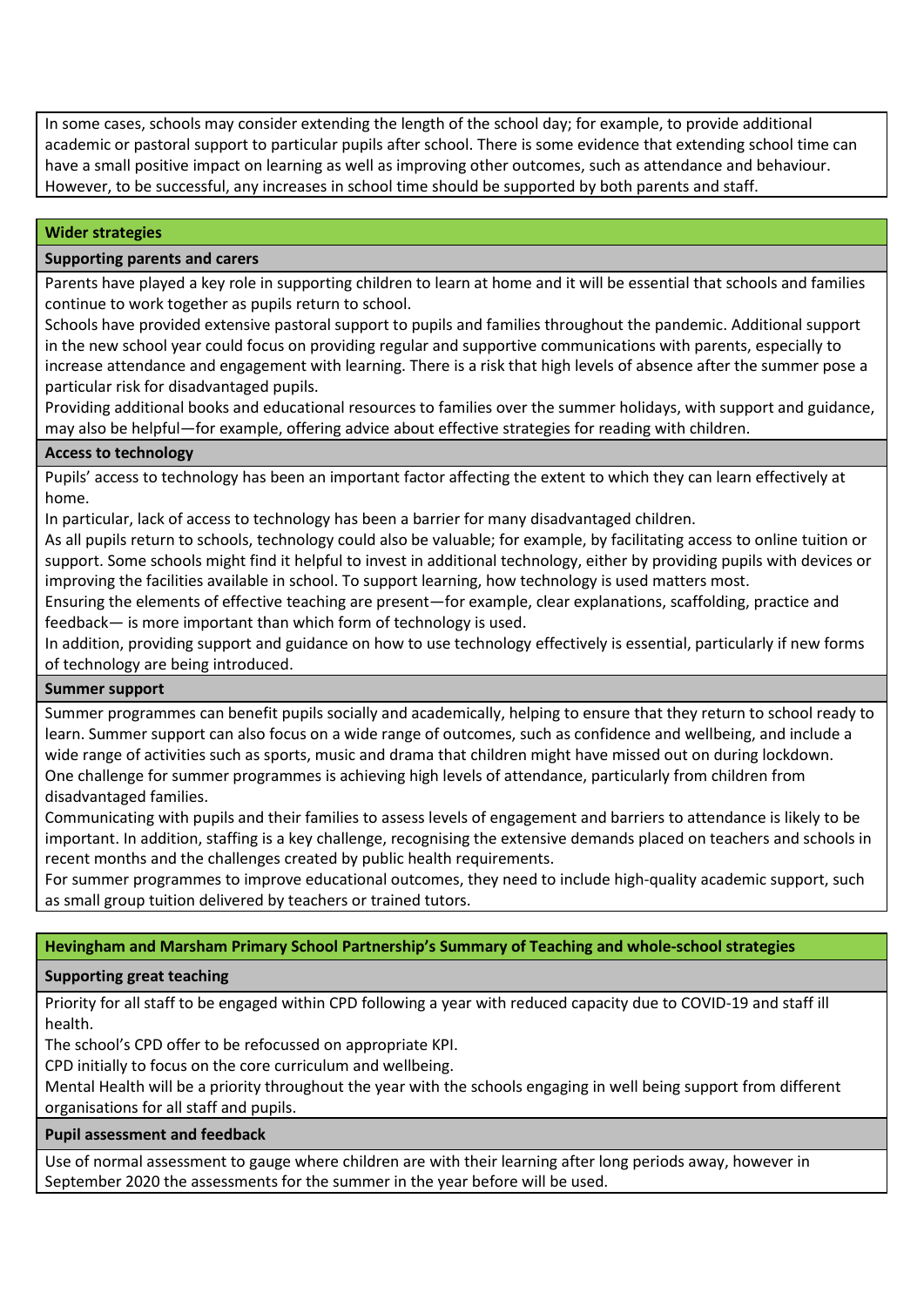In some cases, schools may consider extending the length of the school day; for example, to provide additional academic or pastoral support to particular pupils after school. There is some evidence that extending school time can have a small positive impact on learning as well as improving other outcomes, such as attendance and behaviour. However, to be successful, any increases in school time should be supported by both parents and staff.

## Wider strategies

### Supporting parents and carers

Parents have played a key role in supporting children to learn at home and it will be essential that schools and families continue to work together as pupils return to school.

Schools have provided extensive pastoral support to pupils and families throughout the pandemic. Additional support in the new school year could focus on providing regular and supportive communications with parents, especially to increase attendance and engagement with learning. There is a risk that high levels of absence after the summer pose a particular risk for disadvantaged pupils.

Providing additional books and educational resources to families over the summer holidays, with support and guidance, may also be helpful—for example, offering advice about effective strategies for reading with children.

### Access to technology

Pupils' access to technology has been an important factor affecting the extent to which they can learn effectively at home.

In particular, lack of access to technology has been a barrier for many disadvantaged children.

As all pupils return to schools, technology could also be valuable; for example, by facilitating access to online tuition or support. Some schools might find it helpful to invest in additional technology, either by providing pupils with devices or improving the facilities available in school. To support learning, how technology is used matters most.

Ensuring the elements of effective teaching are present—for example, clear explanations, scaffolding, practice and feedback— is more important than which form of technology is used.

In addition, providing support and guidance on how to use technology effectively is essential, particularly if new forms of technology are being introduced.

### Summer support

Summer programmes can benefit pupils socially and academically, helping to ensure that they return to school ready to learn. Summer support can also focus on a wide range of outcomes, such as confidence and wellbeing, and include a wide range of activities such as sports, music and drama that children might have missed out on during lockdown.

One challenge for summer programmes is achieving high levels of attendance, particularly from children from disadvantaged families.

Communicating with pupils and their families to assess levels of engagement and barriers to attendance is likely to be important. In addition, staffing is a key challenge, recognising the extensive demands placed on teachers and schools in recent months and the challenges created by public health requirements.

For summer programmes to improve educational outcomes, they need to include high-quality academic support, such as small group tuition delivered by teachers or trained tutors.

## Hevingham and Marsham Primary School Partnership's Summary of Teaching and whole-school strategies

### Supporting great teaching

Priority for all staff to be engaged within CPD following a year with reduced capacity due to COVID-19 and staff ill health.

The school's CPD offer to be refocussed on appropriate KPI.

CPD initially to focus on the core curriculum and wellbeing.

Mental Health will be a priority throughout the year with the schools engaging in well being support from different organisations for all staff and pupils.

### Pupil assessment and feedback

Use of normal assessment to gauge where children are with their learning after long periods away, however in September 2020 the assessments for the summer in the year before will be used.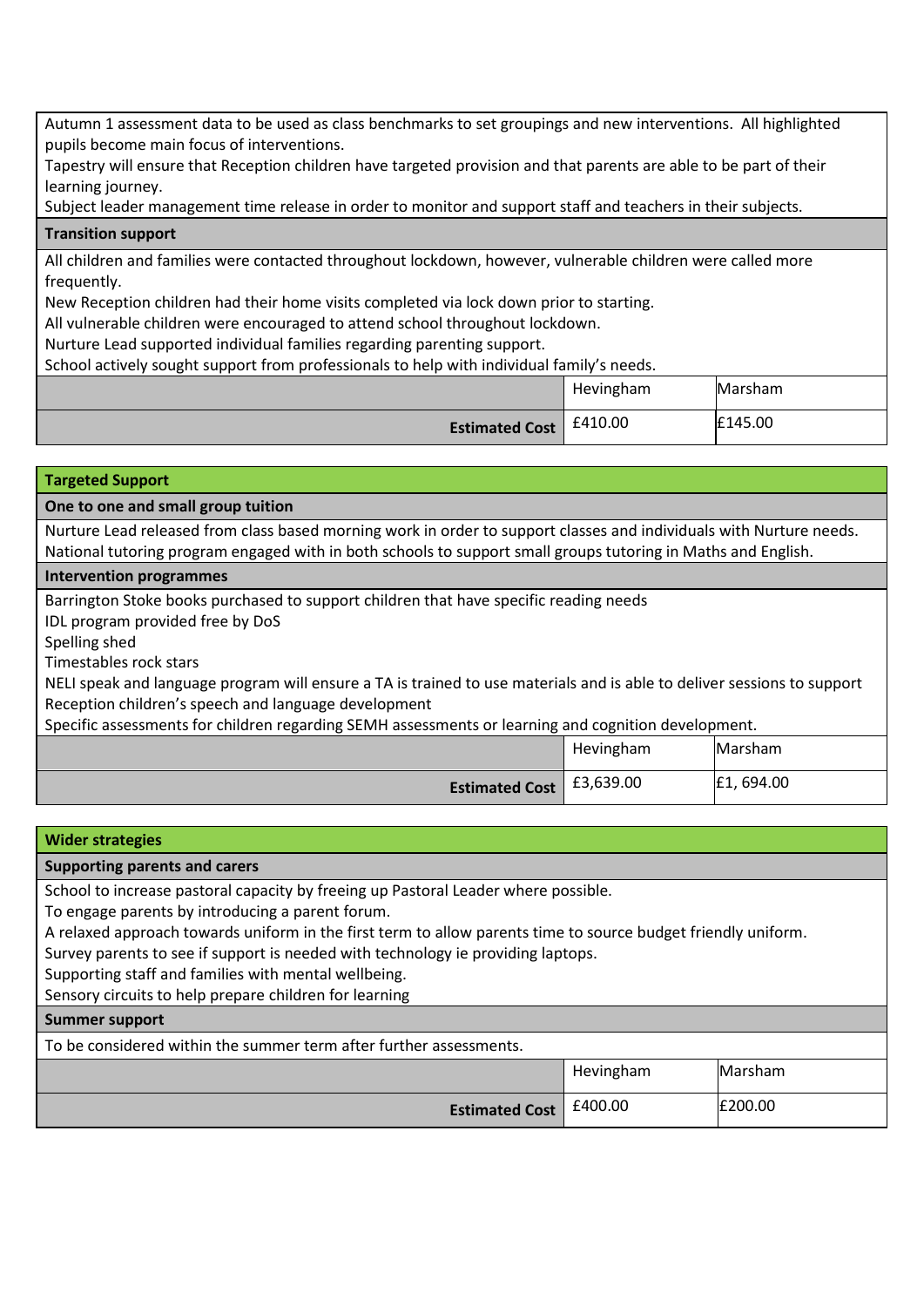Autumn 1 assessment data to be used as class benchmarks to set groupings and new interventions. All highlighted pupils become main focus of interventions.
Tapestry will ensure that Reception children have targeted provision and that parents are able to be part of their learning journey.
Subject leader management time release in order to monitor and support staff and teachers in their subjects.

**Transition support**

All children and families were contacted throughout lockdown, however, vulnerable children were called more frequently.
New Reception children had their home visits completed via lock down prior to starting.
All vulnerable children were encouraged to attend school throughout lockdown.
Nurture Lead supported individual families regarding parenting support.
School actively sought support from professionals to help with individual family's needs.

| | Hevingham | Marsham |
|---|---|---|
| **Estimated Cost** | £410.00 | £145.00 |

## Targeted Support

**One to one and small group tuition**

Nurture Lead released from class based morning work in order to support classes and individuals with Nurture needs.
National tutoring program engaged with in both schools to support small groups tutoring in Maths and English.

**Intervention programmes**

Barrington Stoke books purchased to support children that have specific reading needs
IDL program provided free by DoS
Spelling shed
Timestables rock stars
NELI speak and language program will ensure a TA is trained to use materials and is able to deliver sessions to support Reception children's speech and language development
Specific assessments for children regarding SEMH assessments or learning and cognition development.

| | Hevingham | Marsham |
|---|---|---|
| **Estimated Cost** | £3,639.00 | £1, 694.00 |

## Wider strategies

**Supporting parents and carers**

School to increase pastoral capacity by freeing up Pastoral Leader where possible.
To engage parents by introducing a parent forum.
A relaxed approach towards uniform in the first term to allow parents time to source budget friendly uniform.
Survey parents to see if support is needed with technology ie providing laptops.
Supporting staff and families with mental wellbeing.
Sensory circuits to help prepare children for learning

**Summer support**

To be considered within the summer term after further assessments.

| | Hevingham | Marsham |
|---|---|---|
| **Estimated Cost** | £400.00 | £200.00 |